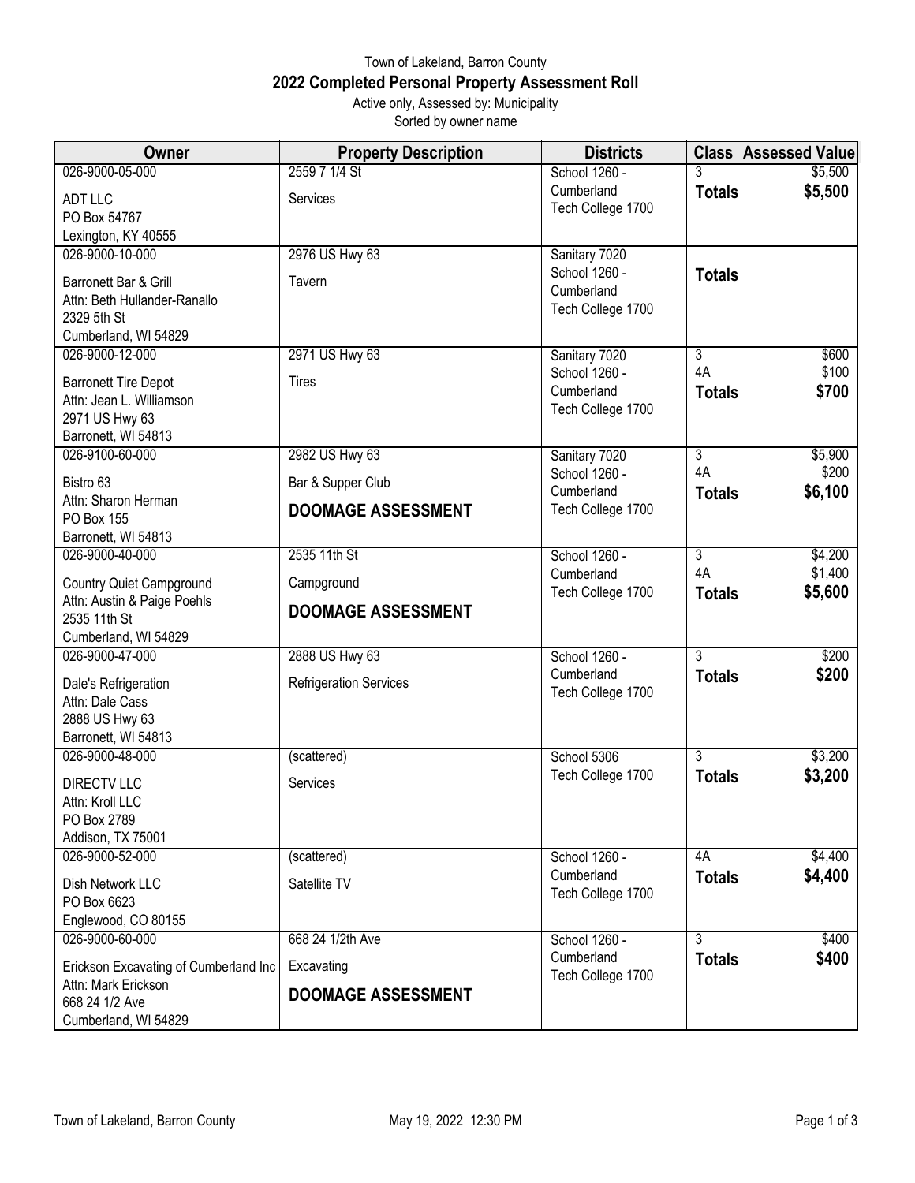Town of Lakeland, Barron County

# 2022 Completed Personal Property Assessment Roll

Active only, Assessed by: Municipality

Sorted by owner name

| Owner | Property Description | Districts | Class | Assessed Value |
|---|---|---|---|---|
| 026-9000-05-000<br>ADT LLC<br>PO Box 54767<br>Lexington, KY 40555 | 2559 7 1/4 St<br>Services | School 1260 - Cumberland<br>Tech College 1700 | 3<br>**Totals** | $5,500<br>**$5,500** |
| 026-9000-10-000<br>Barronett Bar & Grill<br>Attn: Beth Hullander-Ranallo<br>2329 5th St<br>Cumberland, WI 54829 | 2976 US Hwy 63<br>Tavern | Sanitary 7020<br>School 1260 - Cumberland<br>Tech College 1700 | **Totals** | |
| 026-9000-12-000<br>Barronett Tire Depot<br>Attn: Jean L. Williamson<br>2971 US Hwy 63<br>Barronett, WI 54813 | 2971 US Hwy 63<br>Tires | Sanitary 7020<br>School 1260 - Cumberland<br>Tech College 1700 | 3<br>4A<br>**Totals** | $600<br>$100<br>**$700** |
| 026-9100-60-000<br>Bistro 63<br>Attn: Sharon Herman<br>PO Box 155<br>Barronett, WI 54813 | 2982 US Hwy 63<br>Bar & Supper Club<br>**DOOMAGE ASSESSMENT** | Sanitary 7020<br>School 1260 - Cumberland<br>Tech College 1700 | 3<br>4A<br>**Totals** | $5,900<br>$200<br>**$6,100** |
| 026-9000-40-000<br>Country Quiet Campground<br>Attn: Austin & Paige Poehls<br>2535 11th St<br>Cumberland, WI 54829 | 2535 11th St<br>Campground<br>**DOOMAGE ASSESSMENT** | School 1260 - Cumberland<br>Tech College 1700 | 3<br>4A<br>**Totals** | $4,200<br>$1,400<br>**$5,600** |
| 026-9000-47-000<br>Dale's Refrigeration<br>Attn: Dale Cass<br>2888 US Hwy 63<br>Barronett, WI 54813 | 2888 US Hwy 63<br>Refrigeration Services | School 1260 - Cumberland<br>Tech College 1700 | 3<br>**Totals** | $200<br>**$200** |
| 026-9000-48-000<br>DIRECTV LLC<br>Attn: Kroll LLC<br>PO Box 2789<br>Addison, TX 75001 | (scattered)<br>Services | School 5306<br>Tech College 1700 | 3<br>**Totals** | $3,200<br>**$3,200** |
| 026-9000-52-000<br>Dish Network LLC<br>PO Box 6623<br>Englewood, CO 80155 | (scattered)<br>Satellite TV | School 1260 - Cumberland<br>Tech College 1700 | 4A<br>**Totals** | $4,400<br>**$4,400** |
| 026-9000-60-000<br>Erickson Excavating of Cumberland Inc<br>Attn: Mark Erickson<br>668 24 1/2 Ave<br>Cumberland, WI 54829 | 668 24 1/2th Ave<br>Excavating<br>**DOOMAGE ASSESSMENT** | School 1260 - Cumberland<br>Tech College 1700 | 3<br>**Totals** | $400<br>**$400** |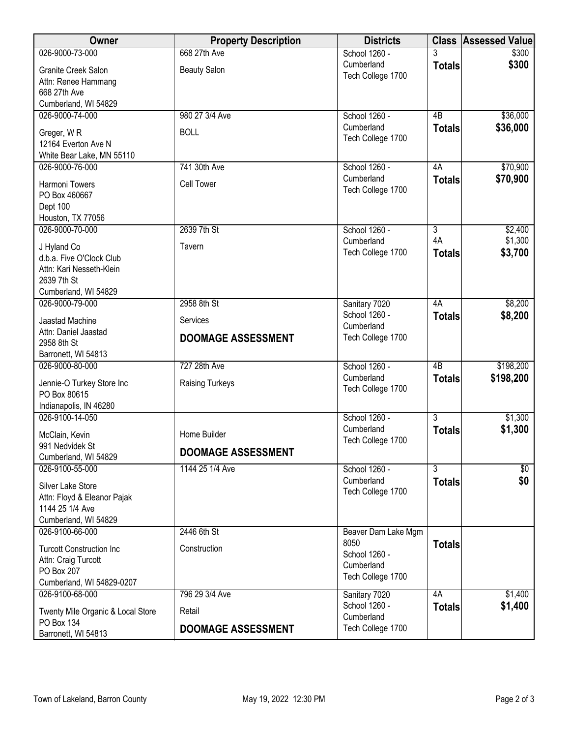| Owner | Property Description | Districts | Class | Assessed Value |
|---|---|---|---|---|
| 026-9000-73-000<br>Granite Creek Salon<br>Attn: Renee Hammang<br>668 27th Ave<br>Cumberland, WI 54829 | 668 27th Ave<br>Beauty Salon | School 1260 - Cumberland<br>Tech College 1700 | 3<br>**Totals** | $300<br>**$300** |
| 026-9000-74-000<br>Greger, W R<br>12164 Everton Ave N<br>White Bear Lake, MN 55110 | 980 27 3/4 Ave<br>BOLL | School 1260 - Cumberland<br>Tech College 1700 | 4B<br>**Totals** | $36,000<br>**$36,000** |
| 026-9000-76-000<br>Harmoni Towers<br>PO Box 460667<br>Dept 100<br>Houston, TX 77056 | 741 30th Ave<br>Cell Tower | School 1260 - Cumberland<br>Tech College 1700 | 4A<br>**Totals** | $70,900<br>**$70,900** |
| 026-9000-70-000<br>J Hyland Co<br>d.b.a. Five O'Clock Club<br>Attn: Kari Nesseth-Klein<br>2639 7th St<br>Cumberland, WI 54829 | 2639 7th St<br>Tavern | School 1260 - Cumberland<br>Tech College 1700 | 3<br>4A<br>**Totals** | $2,400<br>$1,300<br>**$3,700** |
| 026-9000-79-000<br>Jaastad Machine<br>Attn: Daniel Jaastad<br>2958 8th St<br>Barronett, WI 54813 | 2958 8th St<br>Services<br>**DOOMAGE ASSESSMENT** | Sanitary 7020<br>School 1260 - Cumberland<br>Tech College 1700 | 4A<br>**Totals** | $8,200<br>**$8,200** |
| 026-9000-80-000<br>Jennie-O Turkey Store Inc<br>PO Box 80615<br>Indianapolis, IN 46280 | 727 28th Ave<br>Raising Turkeys | School 1260 - Cumberland<br>Tech College 1700 | 4B<br>**Totals** | $198,200<br>**$198,200** |
| 026-9100-14-050<br>McClain, Kevin<br>991 Nedvidek St<br>Cumberland, WI 54829 | Home Builder<br>**DOOMAGE ASSESSMENT** | School 1260 - Cumberland<br>Tech College 1700 | 3<br>**Totals** | $1,300<br>**$1,300** |
| 026-9100-55-000<br>Silver Lake Store<br>Attn: Floyd & Eleanor Pajak<br>1144 25 1/4 Ave<br>Cumberland, WI 54829 | 1144 25 1/4 Ave | School 1260 - Cumberland<br>Tech College 1700 | 3<br>**Totals** | $0<br>**$0** |
| 026-9100-66-000<br>Turcott Construction Inc<br>Attn: Craig Turcott<br>PO Box 207<br>Cumberland, WI 54829-0207 | 2446 6th St<br>Construction | Beaver Dam Lake Mgm 8050<br>School 1260 - Cumberland<br>Tech College 1700 | **Totals** | |
| 026-9100-68-000<br>Twenty Mile Organic & Local Store<br>PO Box 134<br>Barronett, WI 54813 | 796 29 3/4 Ave<br>Retail<br>**DOOMAGE ASSESSMENT** | Sanitary 7020<br>School 1260 - Cumberland<br>Tech College 1700 | 4A<br>**Totals** | $1,400<br>**$1,400** |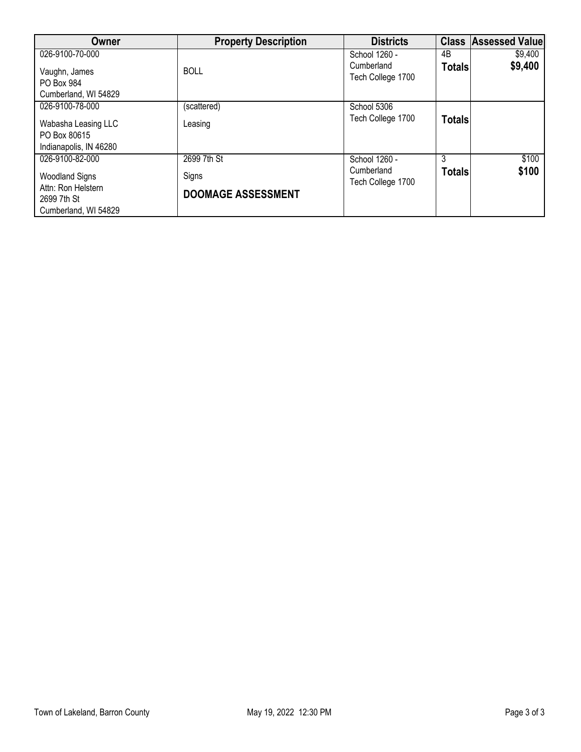| Owner | Property Description | Districts | Class | Assessed Value |
|---|---|---|---|---|
| 026-9100-70-000<br>Vaughn, James<br>PO Box 984<br>Cumberland, WI 54829 | BOLL | School 1260 - Cumberland<br>Tech College 1700 | 4B<br>**Totals** | $9,400<br>**$9,400** |
| 026-9100-78-000<br>Wabasha Leasing LLC<br>PO Box 80615<br>Indianapolis, IN 46280 | (scattered)<br>Leasing | School 5306<br>Tech College 1700 | **Totals** | |
| 026-9100-82-000<br>Woodland Signs<br>Attn: Ron Helstern<br>2699 7th St<br>Cumberland, WI 54829 | 2699 7th St<br>Signs<br>**DOOMAGE ASSESSMENT** | School 1260 - Cumberland<br>Tech College 1700 | 3<br>**Totals** | $100<br>**$100** |

Town of Lakeland, Barron County

May 19, 2022 12:30 PM